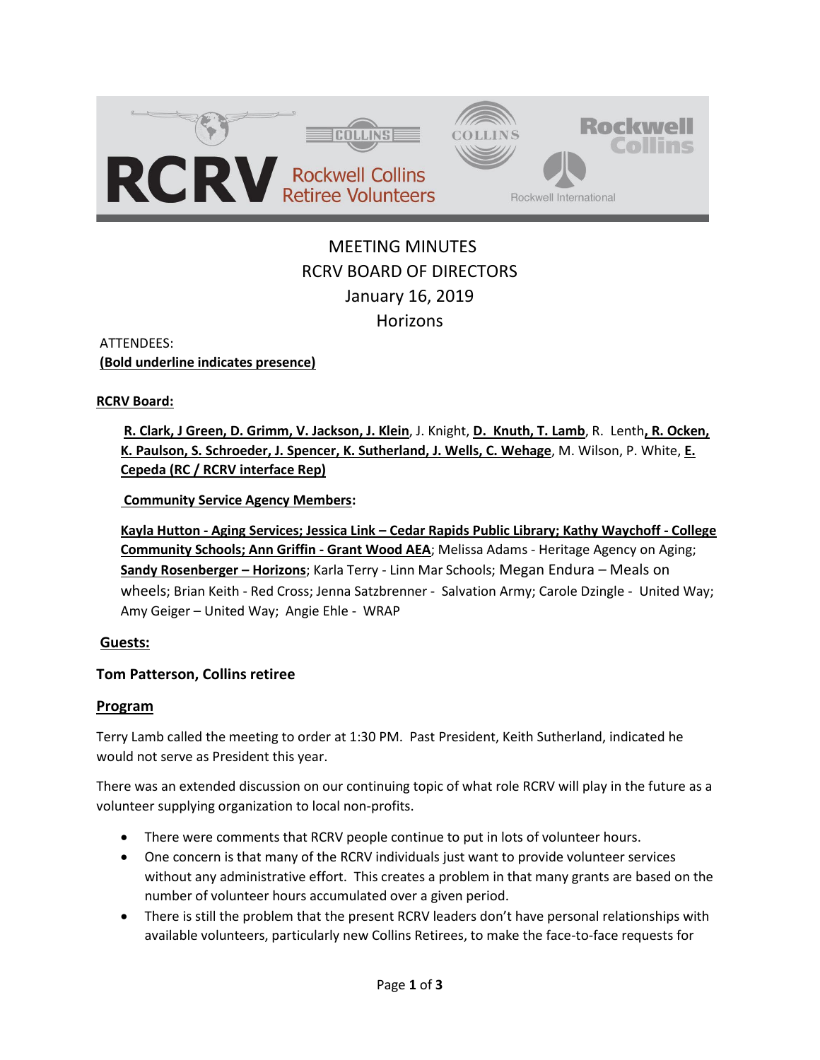# MEETING MINUTES
## RCRV BOARD OF DIRECTORS
## January 16, 2019
## Horizons

ATTENDEES:
**(Bold underline indicates presence)**

**RCRV Board:**

**R. Clark, J Green, D. Grimm, V. Jackson, J. Klein**, J. Knight, **D. Knuth, T. Lamb**, R. Lenth**, R. Ocken, K. Paulson, S. Schroeder, J. Spencer, K. Sutherland, J. Wells, C. Wehage**, M. Wilson, P. White, **E. Cepeda (RC / RCRV interface Rep)**

**Community Service Agency Members:**

**Kayla Hutton - Aging Services; Jessica Link – Cedar Rapids Public Library; Kathy Waychoff - College Community Schools; Ann Griffin - Grant Wood AEA**; Melissa Adams - Heritage Agency on Aging; **Sandy Rosenberger – Horizons**; Karla Terry - Linn Mar Schools; Megan Endura – Meals on wheels; Brian Keith - Red Cross; Jenna Satzbrenner - Salvation Army; Carole Dzingle - United Way; Amy Geiger – United Way; Angie Ehle - WRAP

**Guests:**

**Tom Patterson, Collins retiree**

**Program**

Terry Lamb called the meeting to order at 1:30 PM. Past President, Keith Sutherland, indicated he would not serve as President this year.

There was an extended discussion on our continuing topic of what role RCRV will play in the future as a volunteer supplying organization to local non-profits.

- There were comments that RCRV people continue to put in lots of volunteer hours.
- One concern is that many of the RCRV individuals just want to provide volunteer services without any administrative effort. This creates a problem in that many grants are based on the number of volunteer hours accumulated over a given period.
- There is still the problem that the present RCRV leaders don't have personal relationships with available volunteers, particularly new Collins Retirees, to make the face-to-face requests for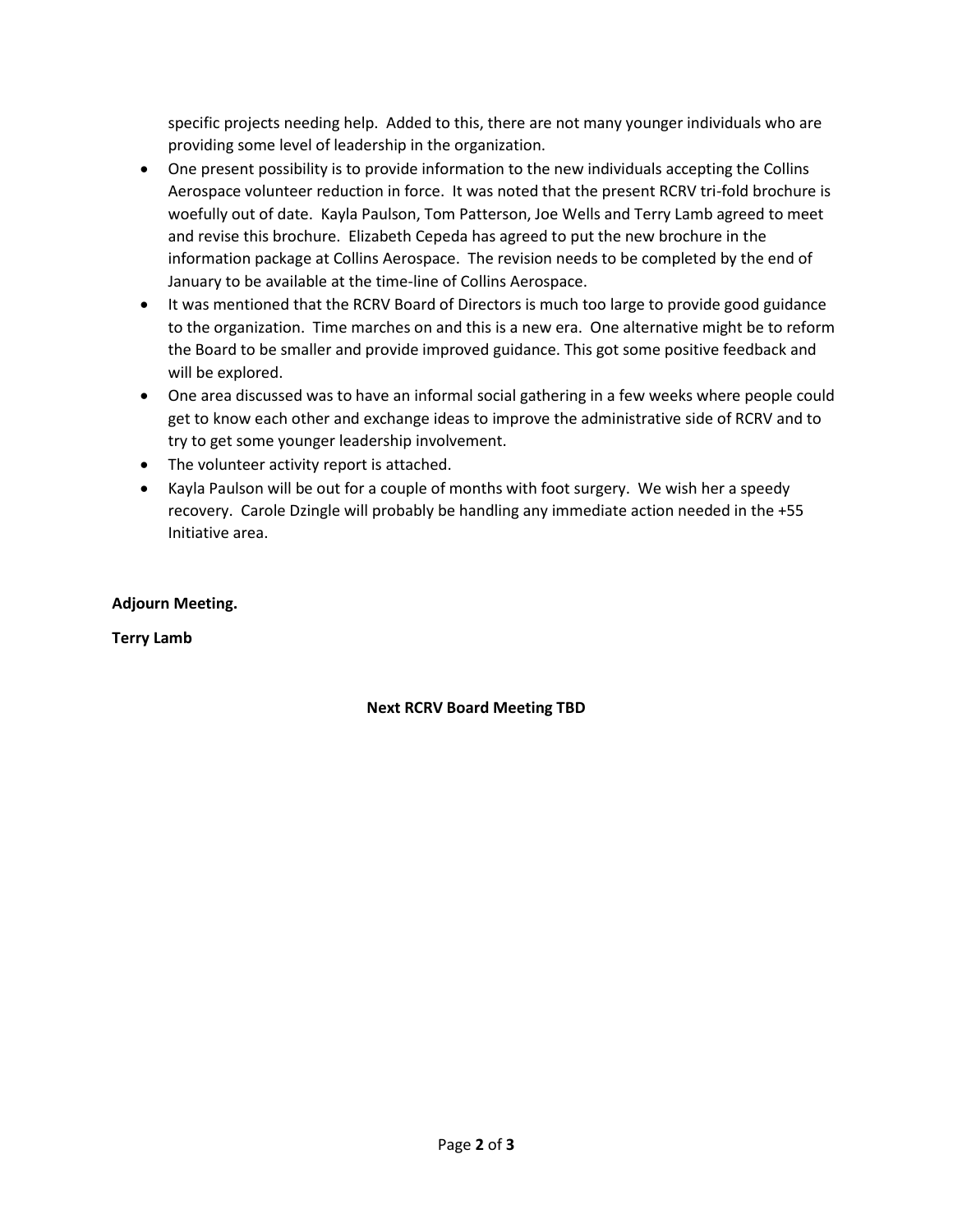specific projects needing help. Added to this, there are not many younger individuals who are providing some level of leadership in the organization.

- One present possibility is to provide information to the new individuals accepting the Collins Aerospace volunteer reduction in force. It was noted that the present RCRV tri-fold brochure is woefully out of date. Kayla Paulson, Tom Patterson, Joe Wells and Terry Lamb agreed to meet and revise this brochure. Elizabeth Cepeda has agreed to put the new brochure in the information package at Collins Aerospace. The revision needs to be completed by the end of January to be available at the time-line of Collins Aerospace.
- It was mentioned that the RCRV Board of Directors is much too large to provide good guidance to the organization. Time marches on and this is a new era. One alternative might be to reform the Board to be smaller and provide improved guidance. This got some positive feedback and will be explored.
- One area discussed was to have an informal social gathering in a few weeks where people could get to know each other and exchange ideas to improve the administrative side of RCRV and to try to get some younger leadership involvement.
- The volunteer activity report is attached.
- Kayla Paulson will be out for a couple of months with foot surgery. We wish her a speedy recovery. Carole Dzingle will probably be handling any immediate action needed in the +55 Initiative area.

**Adjourn Meeting.**

**Terry Lamb**

**Next RCRV Board Meeting TBD**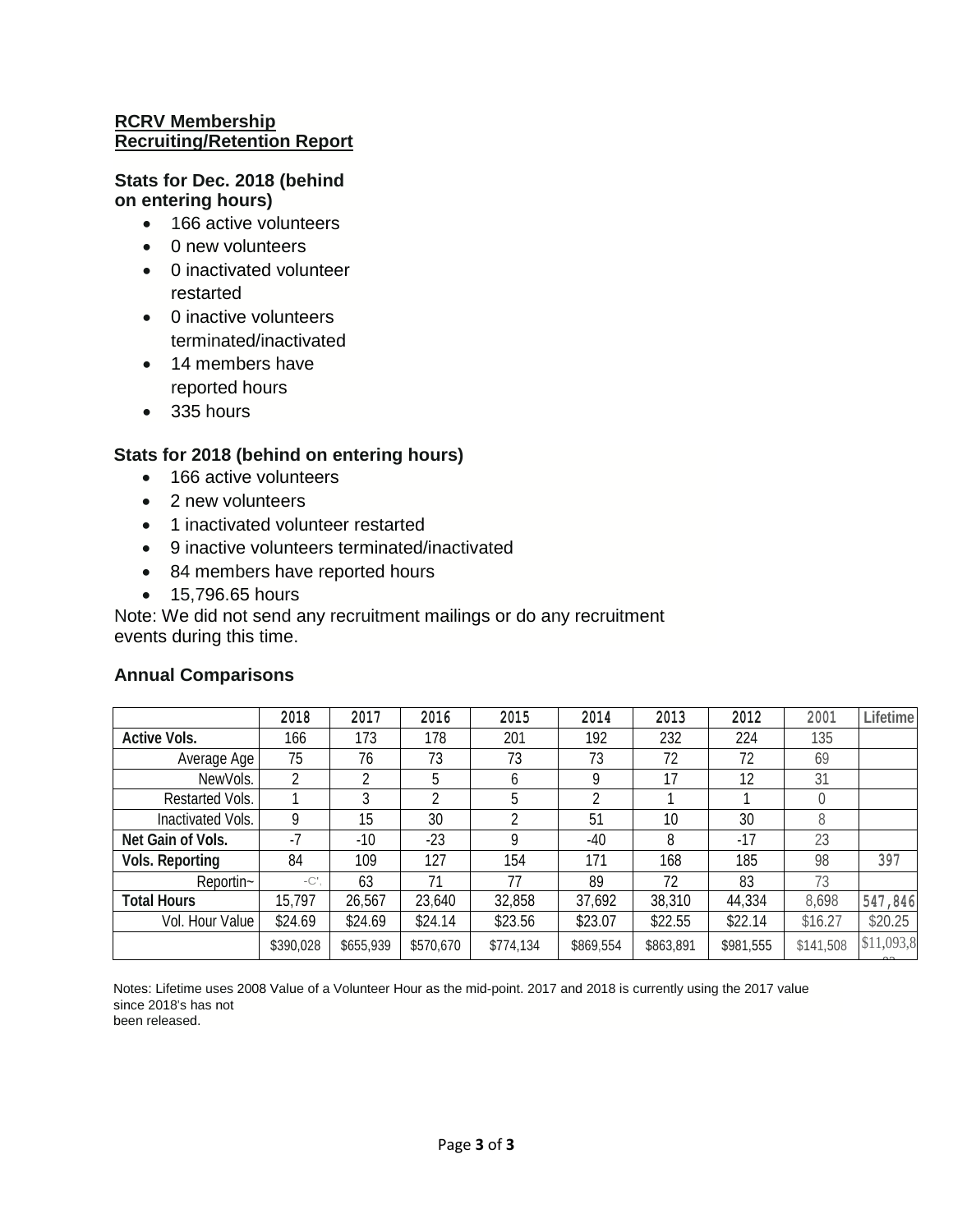**RCRV Membership Recruiting/Retention Report**

**Stats for Dec. 2018 (behind on entering hours)**

- 166 active volunteers
- 0 new volunteers
- 0 inactivated volunteer restarted
- 0 inactive volunteers terminated/inactivated
- 14 members have reported hours
- 335 hours

**Stats for 2018 (behind on entering hours)**

- 166 active volunteers
- 2 new volunteers
- 1 inactivated volunteer restarted
- 9 inactive volunteers terminated/inactivated
- 84 members have reported hours
- 15,796.65 hours

Note: We did not send any recruitment mailings or do any recruitment events during this time.

**Annual Comparisons**

| | 2018 | 2017 | 2016 | 2015 | 2014 | 2013 | 2012 | 2001 | Lifetime |
|---|---|---|---|---|---|---|---|---|---|
| **Active Vols.** | 166 | 173 | 178 | 201 | 192 | 232 | 224 | 135 | |
| Average Age | 75 | 76 | 73 | 73 | 73 | 72 | 72 | 69 | |
| NewVols. | 2 | 2 | 5 | 6 | 9 | 17 | 12 | 31 | |
| Restarted Vols. | 1 | 3 | 2 | 5 | 2 | 1 | 1 | 0 | |
| Inactivated Vols. | 9 | 15 | 30 | 2 | 51 | 10 | 30 | 8 | |
| **Net Gain of Vols.** | -7 | -10 | -23 | 9 | -40 | 8 | -17 | 23 | |
| **Vols. Reporting** | 84 | 109 | 127 | 154 | 171 | 168 | 185 | 98 | 397 |
| Reportin~ | -C', | 63 | 71 | 77 | 89 | 72 | 83 | 73 | |
| **Total Hours** | 15,797 | 26,567 | 23,640 | 32,858 | 37,692 | 38,310 | 44,334 | 8,698 | 547,846 |
| Vol. Hour Value | $24.69 | $24.69 | $24.14 | $23.56 | $23.07 | $22.55 | $22.14 | $16.27 | $20.25 |
| | $390,028 | $655,939 | $570,670 | $774,134 | $869,554 | $863,891 | $981,555 | $141,508 | $11,093,8 |

Notes: Lifetime uses 2008 Value of a Volunteer Hour as the mid-point. 2017 and 2018 is currently using the 2017 value since 2018's has not been released.